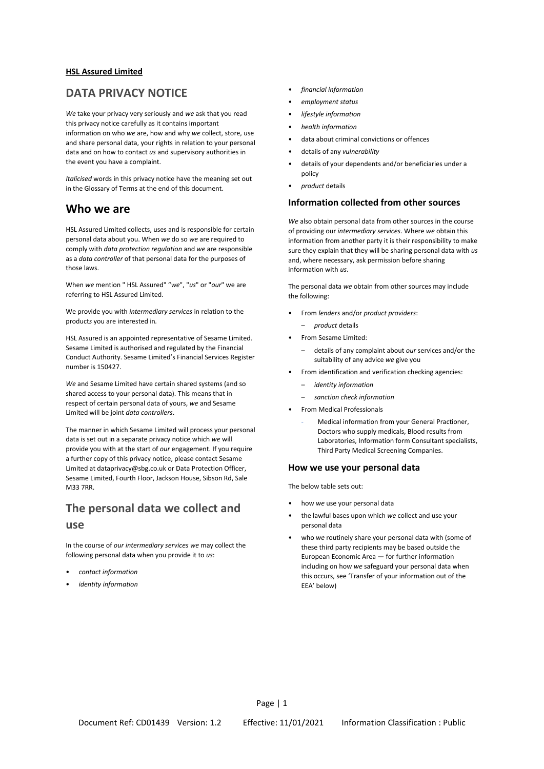**HSL Assured Limited**

# DATA PRIVACY NOTICE

*We* take your privacy very seriously and *we* ask that you read this privacy notice carefully as it contains important information on who *we* are, how and why *we* collect, store, use and share personal data, your rights in relation to your personal data and on how to contact *us* and supervisory authorities in the event you have a complaint.

*Italicised* words in this privacy notice have the meaning set out in the Glossary of Terms at the end of this document.

# Who we are

HSL Assured Limited collects, uses and is responsible for certain personal data about you. When *we* do so *we* are required to comply with *data protection regulation* and *we* are responsible as a *data controller* of that personal data for the purposes of those laws.

When *we* mention " HSL Assured" *"we*", "*us*" or "*our*" we are referring to HSL Assured Limited.

We provide you with *intermediary services* in relation to the products you are interested in.

HSL Assured is an appointed representative of Sesame Limited. Sesame Limited is authorised and regulated by the Financial Conduct Authority. Sesame Limited's Financial Services Register number is 150427.

*We* and Sesame Limited have certain shared systems (and so shared access to your personal data). This means that in respect of certain personal data of yours, *we* and Sesame Limited will be joint *data controllers*.

The manner in which Sesame Limited will process your personal data is set out in a separate privacy notice which *we* will provide you with at the start of *our* engagement. If you require a further copy of this privacy notice, please contact Sesame Limited at dataprivacy@sbg.co.uk or Data Protection Officer, Sesame Limited, Fourth Floor, Jackson House, Sibson Rd, Sale M33 7RR.

## The personal data we collect and use

In the course of *our intermediary services we* may collect the following personal data when you provide it to *us*:

- *contact information*
- *identity information*
- *financial information*
- *employment status*
- *lifestyle information*
- *health information*
- data about criminal convictions or offences
- details of any *vulnerability*
- details of your dependents and/or beneficiaries under a policy
- *product* details

### Information collected from other sources

*We* also obtain personal data from other sources in the course of providing our *intermediary services*. Where *we* obtain this information from another party it is their responsibility to make sure they explain that they will be sharing personal data with *us* and, where necessary, ask permission before sharing information with *us*.

The personal data *we* obtain from other sources may include the following:

- From *lenders* and/or *product providers*:
  - *product* details
- From Sesame Limited:
  - details of any complaint about *our* services and/or the suitability of any advice *we* give you
- From identification and verification checking agencies:
  - *identity information*
  - *sanction check information*
- From Medical Professionals
  - Medical information from your General Practioner, Doctors who supply medicals, Blood results from Laboratories, Information form Consultant specialists, Third Party Medical Screening Companies.

### How we use your personal data

The below table sets out:

- how *we* use your personal data
- the lawful bases upon which *we* collect and use your personal data
- who *we* routinely share your personal data with (some of these third party recipients may be based outside the European Economic Area — for further information including on how *we* safeguard your personal data when this occurs, see 'Transfer of your information out of the EEA' below)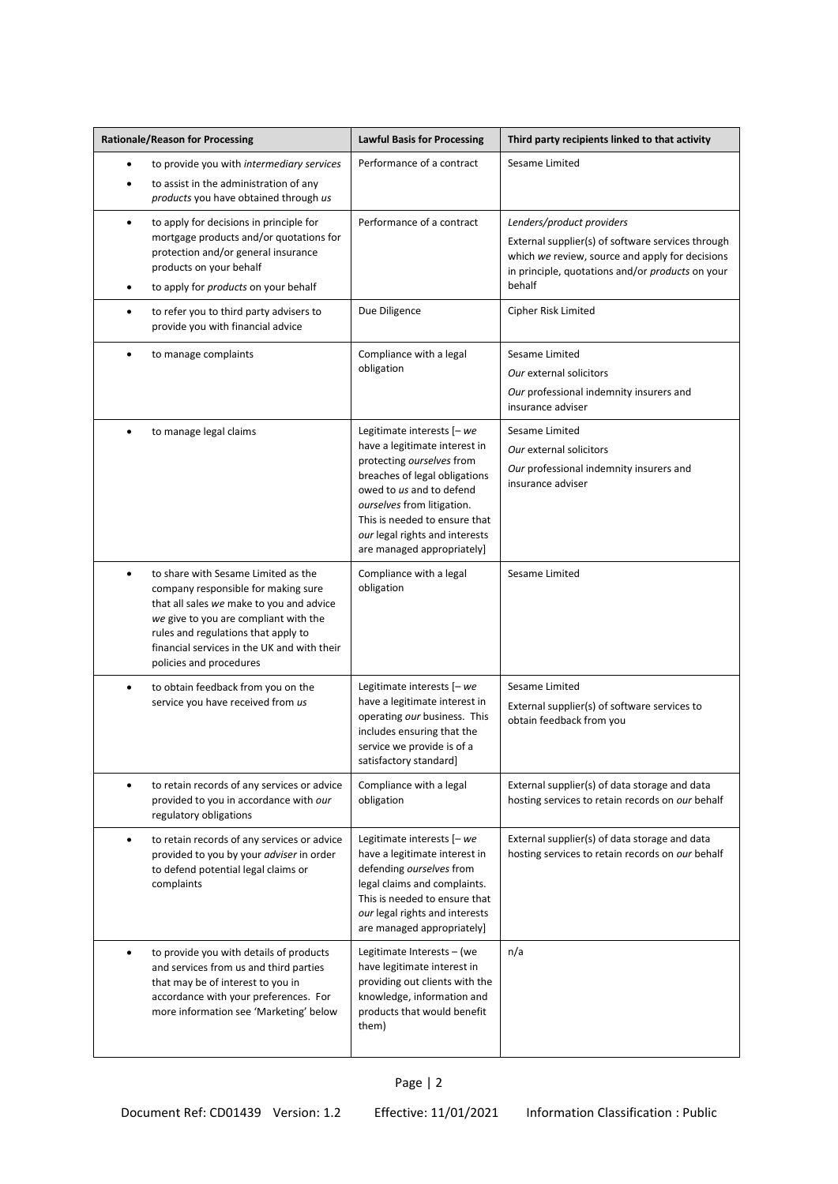| Rationale/Reason for Processing | Lawful Basis for Processing | Third party recipients linked to that activity |
|---|---|---|
| • to provide you with *intermediary services*<br>• to assist in the administration of any *products* you have obtained through *us* | Performance of a contract | Sesame Limited |
| • to apply for decisions in principle for mortgage products and/or quotations for protection and/or general insurance products on your behalf<br>• to apply for *products* on your behalf | Performance of a contract | *Lenders/product providers*<br>External supplier(s) of software services through which *we* review, source and apply for decisions in principle, quotations and/or *products* on your behalf |
| • to refer you to third party advisers to provide you with financial advice | Due Diligence | Cipher Risk Limited |
| • to manage complaints | Compliance with a legal obligation | Sesame Limited<br>*Our* external solicitors<br>*Our* professional indemnity insurers and insurance adviser |
| • to manage legal claims | Legitimate interests [– *we* have a legitimate interest in protecting *ourselves* from breaches of legal obligations owed to *us* and to defend *ourselves* from litigation. This is needed to ensure that *our* legal rights and interests are managed appropriately] | Sesame Limited<br>*Our* external solicitors<br>*Our* professional indemnity insurers and insurance adviser |
| • to share with Sesame Limited as the company responsible for making sure that all sales *we* make to you and advice *we* give to you are compliant with the rules and regulations that apply to financial services in the UK and with their policies and procedures | Compliance with a legal obligation | Sesame Limited |
| • to obtain feedback from you on the service you have received from *us* | Legitimate interests [– *we* have a legitimate interest in operating *our* business. This includes ensuring that the service we provide is of a satisfactory standard] | Sesame Limited<br>External supplier(s) of software services to obtain feedback from you |
| • to retain records of any services or advice provided to you in accordance with *our* regulatory obligations | Compliance with a legal obligation | External supplier(s) of data storage and data hosting services to retain records on *our* behalf |
| • to retain records of any services or advice provided to you by your *adviser* in order to defend potential legal claims or complaints | Legitimate interests [– *we* have a legitimate interest in defending *ourselves* from legal claims and complaints. This is needed to ensure that *our* legal rights and interests are managed appropriately] | External supplier(s) of data storage and data hosting services to retain records on *our* behalf |
| • to provide you with details of products and services from us and third parties that may be of interest to you in accordance with your preferences. For more information see 'Marketing' below | Legitimate Interests – (we have legitimate interest in providing out clients with the knowledge, information and products that would benefit them) | n/a |

Document Ref: CD01439 Version: 1.2 Effective: 11/01/2021 Information Classification : Public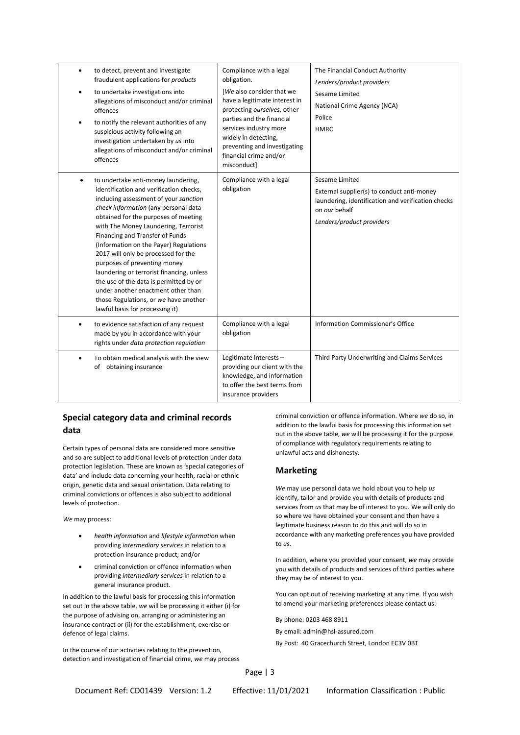| | | |
|---|---|---|
| • to detect, prevent and investigate fraudulent applications for *products*<br>• to undertake investigations into allegations of misconduct and/or criminal offences<br>• to notify the relevant authorities of any suspicious activity following an investigation undertaken by *us* into allegations of misconduct and/or criminal offences | Compliance with a legal obligation.<br>[*We* also consider that we have a legitimate interest in protecting *ourselves*, other parties and the financial services industry more widely in detecting, preventing and investigating financial crime and/or misconduct] | The Financial Conduct Authority<br>*Lenders/product providers*<br>Sesame Limited<br>National Crime Agency (NCA)<br>Police<br>HMRC |
| • to undertake anti-money laundering, identification and verification checks, including assessment of your *sanction check information* (any personal data obtained for the purposes of meeting with The Money Laundering, Terrorist Financing and Transfer of Funds (Information on the Payer) Regulations 2017 will only be processed for the purposes of preventing money laundering or terrorist financing, unless the use of the data is permitted by or under another enactment other than those Regulations, or *we* have another lawful basis for processing it) | Compliance with a legal obligation | Sesame Limited<br>External supplier(s) to conduct anti-money laundering, identification and verification checks on *our* behalf<br>*Lenders/product providers* |
| • to evidence satisfaction of any request made by you in accordance with your rights under *data protection regulation* | Compliance with a legal obligation | Information Commissioner's Office |
| • To obtain medical analysis with the view of obtaining insurance | Legitimate Interests – providing our client with the knowledge, and information to offer the best terms from insurance providers | Third Party Underwriting and Claims Services |

## Special category data and criminal records data

Certain types of personal data are considered more sensitive and so are subject to additional levels of protection under data protection legislation. These are known as 'special categories of data' and include data concerning your health, racial or ethnic origin, genetic data and sexual orientation. Data relating to criminal convictions or offences is also subject to additional levels of protection.

*We* may process:

- *health information* and *lifestyle information* when providing *intermediary services* in relation to a protection insurance product; and/or
- criminal conviction or offence information when providing *intermediary services* in relation to a general insurance product.

In addition to the lawful basis for processing this information set out in the above table, *we* will be processing it either (i) for the purpose of advising on, arranging or administering an insurance contract or (ii) for the establishment, exercise or defence of legal claims.

In the course of our activities relating to the prevention, detection and investigation of financial crime, *we* may process criminal conviction or offence information. Where *we* do so, in addition to the lawful basis for processing this information set out in the above table, *we* will be processing it for the purpose of compliance with regulatory requirements relating to unlawful acts and dishonesty.

## Marketing

*We* may use personal data we hold about you to help *us* identify, tailor and provide you with details of products and services from *us* that may be of interest to you. We will only do so where we have obtained your consent and then have a legitimate business reason to do this and will do so in accordance with any marketing preferences you have provided to *us*.

In addition, where you provided your consent, *we* may provide you with details of products and services of third parties where they may be of interest to you.

You can opt out of receiving marketing at any time. If you wish to amend your marketing preferences please contact us:

By phone: 0203 468 8911

By email: admin@hsl-assured.com

By Post: 40 Gracechurch Street, London EC3V 0BT

Document Ref: CD01439 Version: 1.2 Effective: 11/01/2021 Information Classification : Public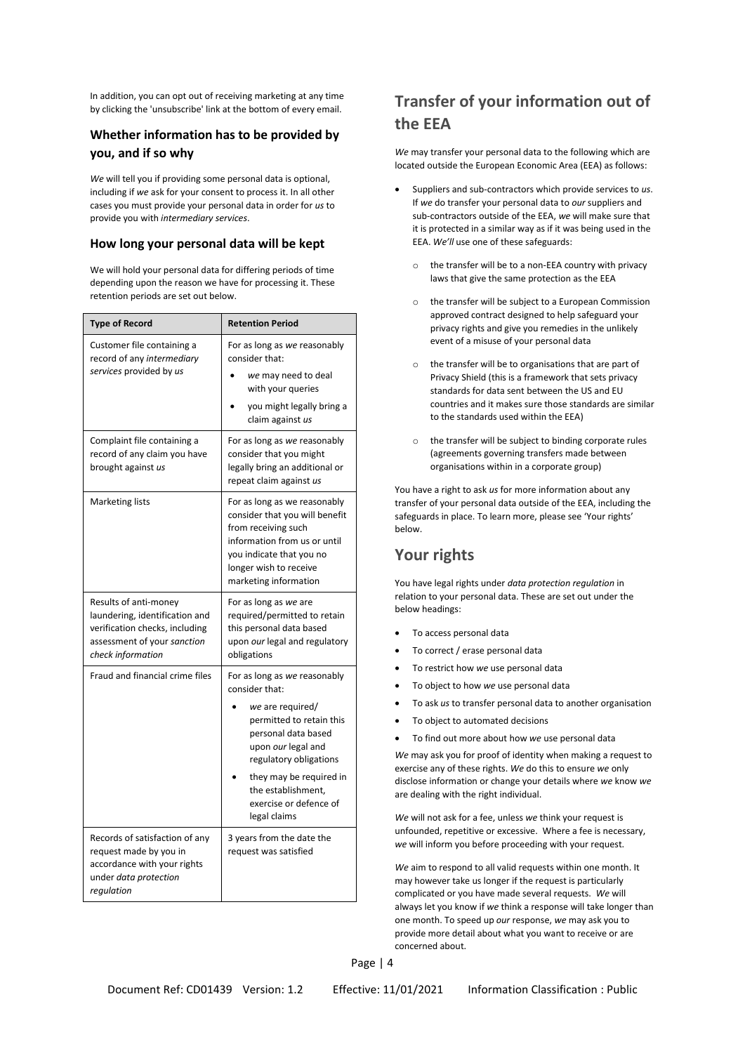In addition, you can opt out of receiving marketing at any time by clicking the 'unsubscribe' link at the bottom of every email.

### Whether information has to be provided by you, and if so why

*We* will tell you if providing some personal data is optional, including if *we* ask for your consent to process it. In all other cases you must provide your personal data in order for *us* to provide you with *intermediary services*.

### How long your personal data will be kept

We will hold your personal data for differing periods of time depending upon the reason we have for processing it. These retention periods are set out below.

| Type of Record | Retention Period |
| --- | --- |
| Customer file containing a record of any *intermediary services* provided by *us* | For as long as *we* reasonably consider that:<br>• *we* may need to deal with your queries<br>• you might legally bring a claim against *us* |
| Complaint file containing a record of any claim you have brought against *us* | For as long as *we* reasonably consider that you might legally bring an additional or repeat claim against *us* |
| Marketing lists | For as long as we reasonably consider that you will benefit from receiving such information from us or until you indicate that you no longer wish to receive marketing information |
| Results of anti-money laundering, identification and verification checks, including assessment of your *sanction check information* | For as long as *we* are required/permitted to retain this personal data based upon *our* legal and regulatory obligations |
| Fraud and financial crime files | For as long as *we* reasonably consider that:<br>• *we* are required/ permitted to retain this personal data based upon *our* legal and regulatory obligations<br>• they may be required in the establishment, exercise or defence of legal claims |
| Records of satisfaction of any request made by you in accordance with your rights under *data protection regulation* | 3 years from the date the request was satisfied |

## Transfer of your information out of the EEA

*We* may transfer your personal data to the following which are located outside the European Economic Area (EEA) as follows:

- Suppliers and sub-contractors which provide services to *us*. If *we* do transfer your personal data to *our* suppliers and sub-contractors outside of the EEA, *we* will make sure that it is protected in a similar way as if it was being used in the EEA. *We'll* use one of these safeguards:
    - the transfer will be to a non-EEA country with privacy laws that give the same protection as the EEA
    - the transfer will be subject to a European Commission approved contract designed to help safeguard your privacy rights and give you remedies in the unlikely event of a misuse of your personal data
    - the transfer will be to organisations that are part of Privacy Shield (this is a framework that sets privacy standards for data sent between the US and EU countries and it makes sure those standards are similar to the standards used within the EEA)
    - the transfer will be subject to binding corporate rules (agreements governing transfers made between organisations within in a corporate group)

You have a right to ask *us* for more information about any transfer of your personal data outside of the EEA, including the safeguards in place. To learn more, please see 'Your rights' below.

## Your rights

You have legal rights under *data protection regulation* in relation to your personal data. These are set out under the below headings:

- To access personal data
- To correct / erase personal data
- To restrict how *we* use personal data
- To object to how *we* use personal data
- To ask *us* to transfer personal data to another organisation
- To object to automated decisions
- To find out more about how *we* use personal data

*We* may ask you for proof of identity when making a request to exercise any of these rights. *We* do this to ensure *we* only disclose information or change your details where *we* know *we* are dealing with the right individual.

*We* will not ask for a fee, unless *we* think your request is unfounded, repetitive or excessive. Where a fee is necessary, *we* will inform you before proceeding with your request.

*We* aim to respond to all valid requests within one month. It may however take us longer if the request is particularly complicated or you have made several requests. *We* will always let you know if *we* think a response will take longer than one month. To speed up *our* response, *we* may ask you to provide more detail about what you want to receive or are concerned about.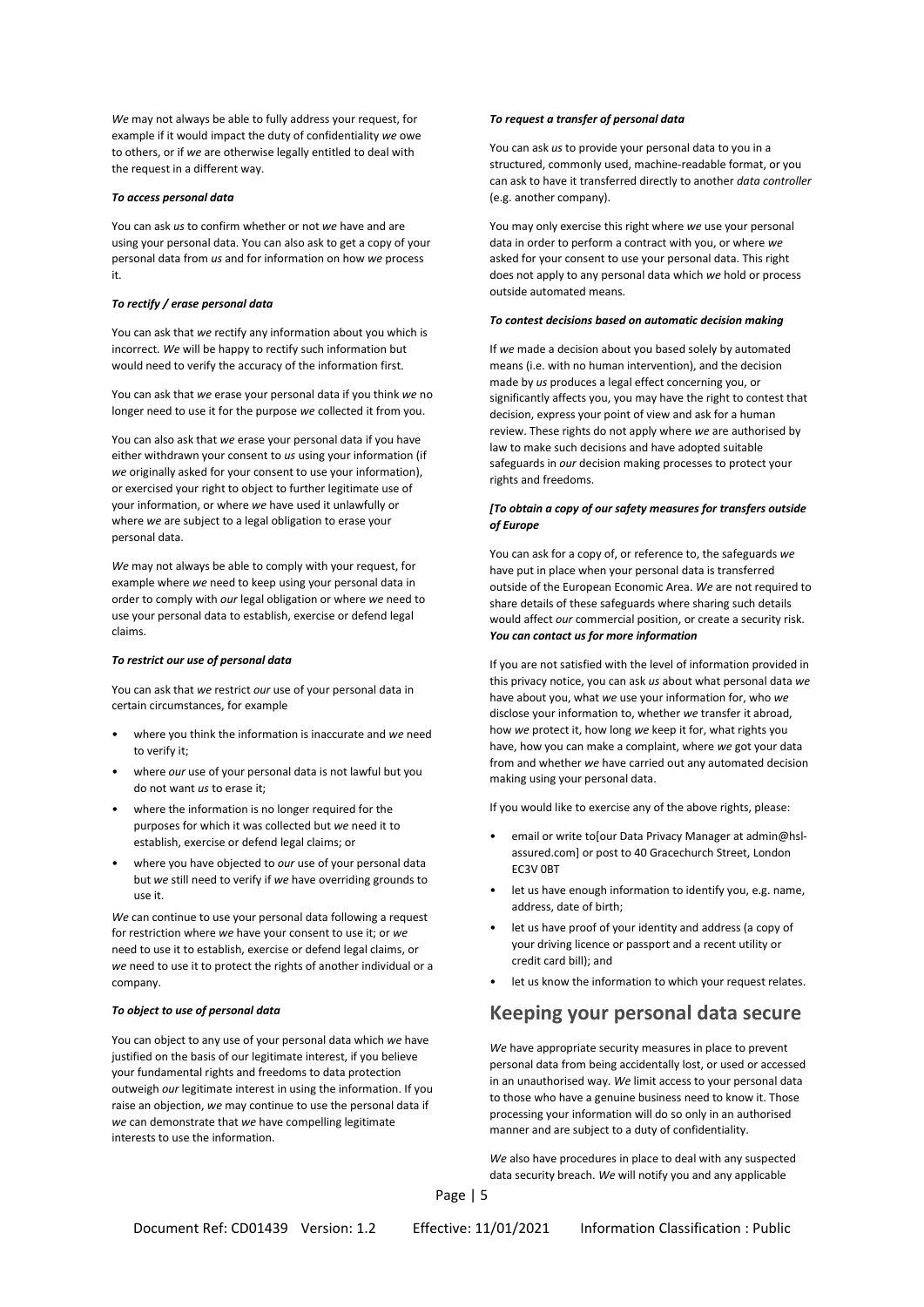*We* may not always be able to fully address your request, for example if it would impact the duty of confidentiality *we* owe to others, or if *we* are otherwise legally entitled to deal with the request in a different way.

***To access personal data***

You can ask *us* to confirm whether or not *we* have and are using your personal data. You can also ask to get a copy of your personal data from *us* and for information on how *we* process it.

***To rectify / erase personal data***

You can ask that *we* rectify any information about you which is incorrect. *We* will be happy to rectify such information but would need to verify the accuracy of the information first.

You can ask that *we* erase your personal data if you think *we* no longer need to use it for the purpose *we* collected it from you.

You can also ask that *we* erase your personal data if you have either withdrawn your consent to *us* using your information (if *we* originally asked for your consent to use your information), or exercised your right to object to further legitimate use of your information, or where *we* have used it unlawfully or where *we* are subject to a legal obligation to erase your personal data.

*We* may not always be able to comply with your request, for example where *we* need to keep using your personal data in order to comply with *our* legal obligation or where *we* need to use your personal data to establish, exercise or defend legal claims.

***To restrict our use of personal data***

You can ask that *we* restrict *our* use of your personal data in certain circumstances, for example

- where you think the information is inaccurate and *we* need to verify it;
- where *our* use of your personal data is not lawful but you do not want *us* to erase it;
- where the information is no longer required for the purposes for which it was collected but *we* need it to establish, exercise or defend legal claims; or
- where you have objected to *our* use of your personal data but *we* still need to verify if *we* have overriding grounds to use it.

*We* can continue to use your personal data following a request for restriction where *we* have your consent to use it; or *we* need to use it to establish, exercise or defend legal claims, or *we* need to use it to protect the rights of another individual or a company.

***To object to use of personal data***

You can object to any use of your personal data which *we* have justified on the basis of our legitimate interest, if you believe your fundamental rights and freedoms to data protection outweigh *our* legitimate interest in using the information. If you raise an objection, *we* may continue to use the personal data if *we* can demonstrate that *we* have compelling legitimate interests to use the information.

***To request a transfer of personal data***

You can ask *us* to provide your personal data to you in a structured, commonly used, machine-readable format, or you can ask to have it transferred directly to another *data controller* (e.g. another company).

You may only exercise this right where *we* use your personal data in order to perform a contract with you, or where *we* asked for your consent to use your personal data. This right does not apply to any personal data which *we* hold or process outside automated means.

***To contest decisions based on automatic decision making***

If *we* made a decision about you based solely by automated means (i.e. with no human intervention), and the decision made by *us* produces a legal effect concerning you, or significantly affects you, you may have the right to contest that decision, express your point of view and ask for a human review. These rights do not apply where *we* are authorised by law to make such decisions and have adopted suitable safeguards in *our* decision making processes to protect your rights and freedoms.

***[To obtain a copy of our safety measures for transfers outside of Europe***

You can ask for a copy of, or reference to, the safeguards *we* have put in place when your personal data is transferred outside of the European Economic Area. *We* are not required to share details of these safeguards where sharing such details would affect *our* commercial position, or create a security risk.

***You can contact us for more information***

If you are not satisfied with the level of information provided in this privacy notice, you can ask *us* about what personal data *we* have about you, what *we* use your information for, who *we* disclose your information to, whether *we* transfer it abroad, how *we* protect it, how long *we* keep it for, what rights you have, how you can make a complaint, where *we* got your data from and whether *we* have carried out any automated decision making using your personal data.

If you would like to exercise any of the above rights, please:

- email or write to[our Data Privacy Manager at admin@hsl-assured.com] or post to 40 Gracechurch Street, London EC3V 0BT
- let us have enough information to identify you, e.g. name, address, date of birth;
- let us have proof of your identity and address (a copy of your driving licence or passport and a recent utility or credit card bill); and
- let us know the information to which your request relates.

## Keeping your personal data secure

*We* have appropriate security measures in place to prevent personal data from being accidentally lost, or used or accessed in an unauthorised way. *We* limit access to your personal data to those who have a genuine business need to know it. Those processing your information will do so only in an authorised manner and are subject to a duty of confidentiality.

*We* also have procedures in place to deal with any suspected data security breach. *We* will notify you and any applicable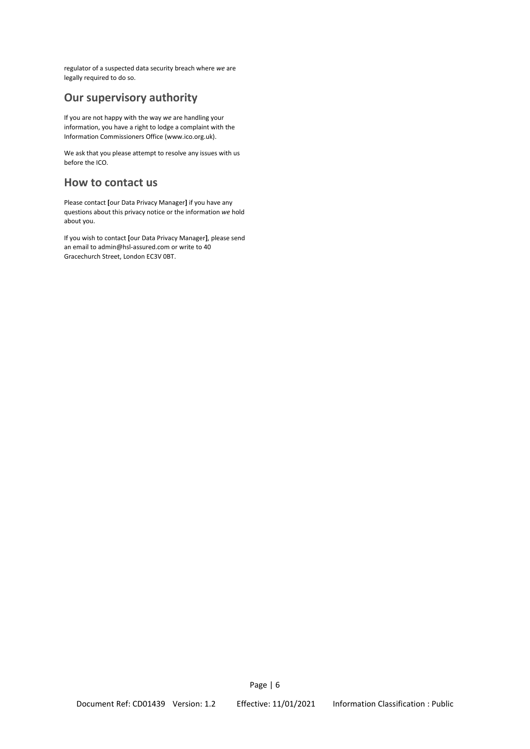regulator of a suspected data security breach where *we* are legally required to do so.

## Our supervisory authority

If you are not happy with the way *we* are handling your information, you have a right to lodge a complaint with the Information Commissioners Office (www.ico.org.uk).

We ask that you please attempt to resolve any issues with us before the ICO.

## How to contact us

Please contact **[**our Data Privacy Manager**]** if you have any questions about this privacy notice or the information *we* hold about you.

If you wish to contact **[**our Data Privacy Manager**]**, please send an email to admin@hsl-assured.com or write to 40 Gracechurch Street, London EC3V 0BT.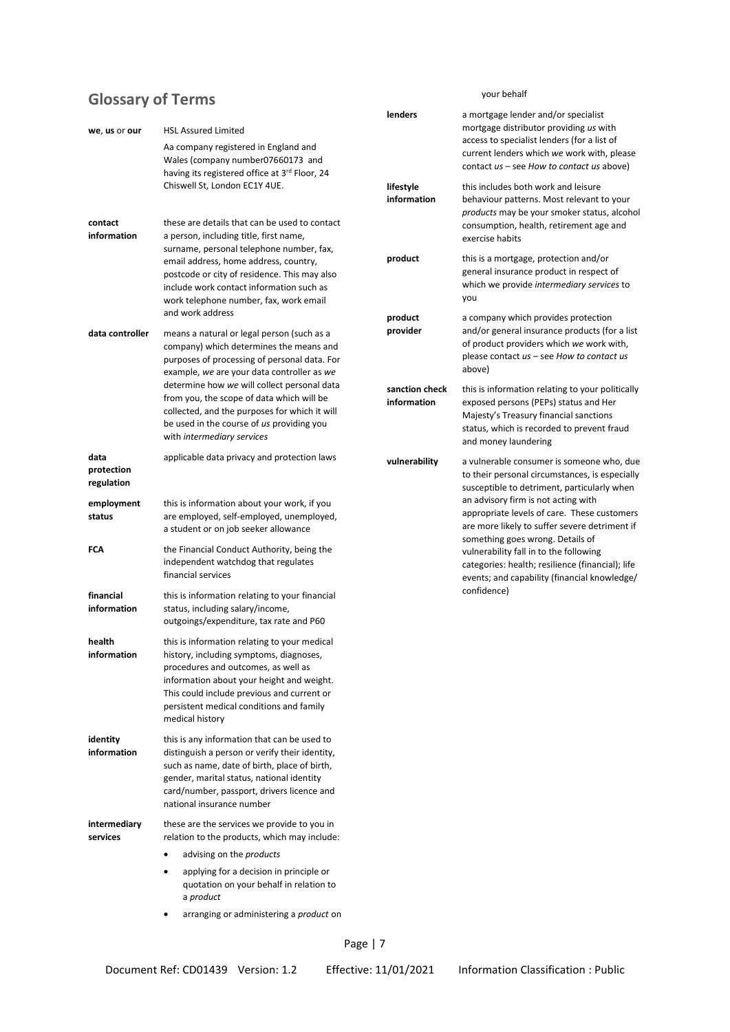## Glossary of Terms

| | |
|---|---|
| **we**, **us** or **our** | HSL Assured Limited<br>Aa company registered in England and Wales (company number07660173 and having its registered office at 3rd Floor, 24 Chiswell St, London EC1Y 4UE. |
| **contact information** | these are details that can be used to contact a person, including title, first name, surname, personal telephone number, fax, email address, home address, country, postcode or city of residence. This may also include work contact information such as work telephone number, fax, work email and work address |
| **data controller** | means a natural or legal person (such as a company) which determines the means and purposes of processing of personal data. For example, *we* are your data controller as *we* determine how *we* will collect personal data from you, the scope of data which will be collected, and the purposes for which it will be used in the course of *us* providing you with *intermediary services* |
| **data protection regulation** | applicable data privacy and protection laws |
| **employment status** | this is information about your work, if you are employed, self-employed, unemployed, a student or on job seeker allowance |
| **FCA** | the Financial Conduct Authority, being the independent watchdog that regulates financial services |
| **financial information** | this is information relating to your financial status, including salary/income, outgoings/expenditure, tax rate and P60 |
| **health information** | this is information relating to your medical history, including symptoms, diagnoses, procedures and outcomes, as well as information about your height and weight. This could include previous and current or persistent medical conditions and family medical history |
| **identity information** | this is any information that can be used to distinguish a person or verify their identity, such as name, date of birth, place of birth, gender, marital status, national identity card/number, passport, drivers licence and national insurance number |
| **intermediary services** | these are the services we provide to you in relation to the products, which may include:<br>• advising on the *products*<br>• applying for a decision in principle or quotation on your behalf in relation to a *product*<br>• arranging or administering a *product* on your behalf |
| **lenders** | a mortgage lender and/or specialist mortgage distributor providing *us* with access to specialist lenders (for a list of current lenders which *we* work with, please contact *us* – see *How to contact us* above) |
| **lifestyle information** | this includes both work and leisure behaviour patterns. Most relevant to your *products* may be your smoker status, alcohol consumption, health, retirement age and exercise habits |
| **product** | this is a mortgage, protection and/or general insurance product in respect of which we provide *intermediary services* to you |
| **product provider** | a company which provides protection and/or general insurance products (for a list of product providers which *we* work with, please contact *us* – see *How to contact us* above) |
| **sanction check information** | this is information relating to your politically exposed persons (PEPs) status and Her Majesty's Treasury financial sanctions status, which is recorded to prevent fraud and money laundering |
| **vulnerability** | a vulnerable consumer is someone who, due to their personal circumstances, is especially susceptible to detriment, particularly when an advisory firm is not acting with appropriate levels of care. These customers are more likely to suffer severe detriment if something goes wrong. Details of vulnerability fall in to the following categories: health; resilience (financial); life events; and capability (financial knowledge/ confidence) |

Document Ref: CD01439 Version: 1.2 Effective: 11/01/2021 Information Classification : Public